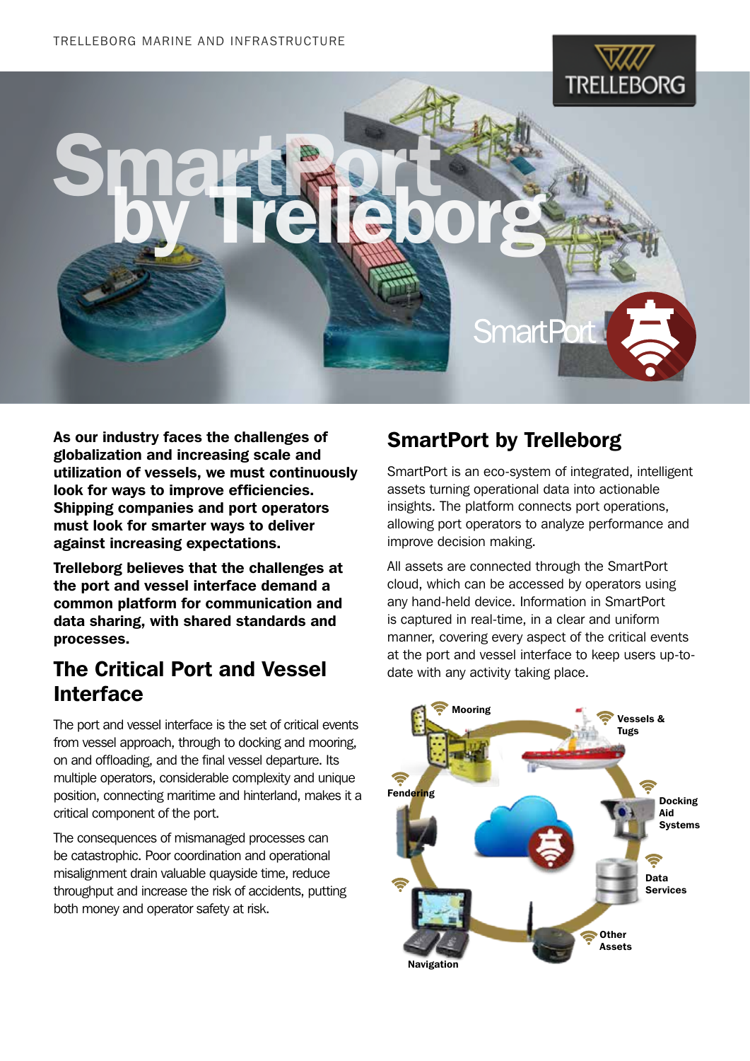# SmartPort by Trelleborg

**As our industry faces the challenges of globalization and increasing scale and utilization of vessels, we must continuously look for ways to improve efficiencies. Shipping companies and port operators must look for smarter ways to deliver against increasing expectations.**

**Trelleborg believes that the challenges at the port and vessel interface demand a common platform for communication and data sharing, with shared standards and processes.**

## The Critical Port and Vessel Interface

The port and vessel interface is the set of critical events from vessel approach, through to docking and mooring, on and offloading, and the final vessel departure. Its multiple operators, considerable complexity and unique position, connecting maritime and hinterland, makes it a critical component of the port.

The consequences of mismanaged processes can be catastrophic. Poor coordination and operational misalignment drain valuable quayside time, reduce throughput and increase the risk of accidents, putting both money and operator safety at risk.

## SmartPort by Trelleborg

SmartPort is an eco-system of integrated, intelligent assets turning operational data into actionable insights. The platform connects port operations, allowing port operators to analyze performance and improve decision making.

All assets are connected through the SmartPort cloud, which can be accessed by operators using any hand-held device. Information in SmartPort is captured in real-time, in a clear and uniform manner, covering every aspect of the critical events at the port and vessel interface to keep users up-to-date with any activity taking place.

Mooring · Vessels & Tugs · Docking Aid Systems · Data Services · Other Assets · Navigation · Fendering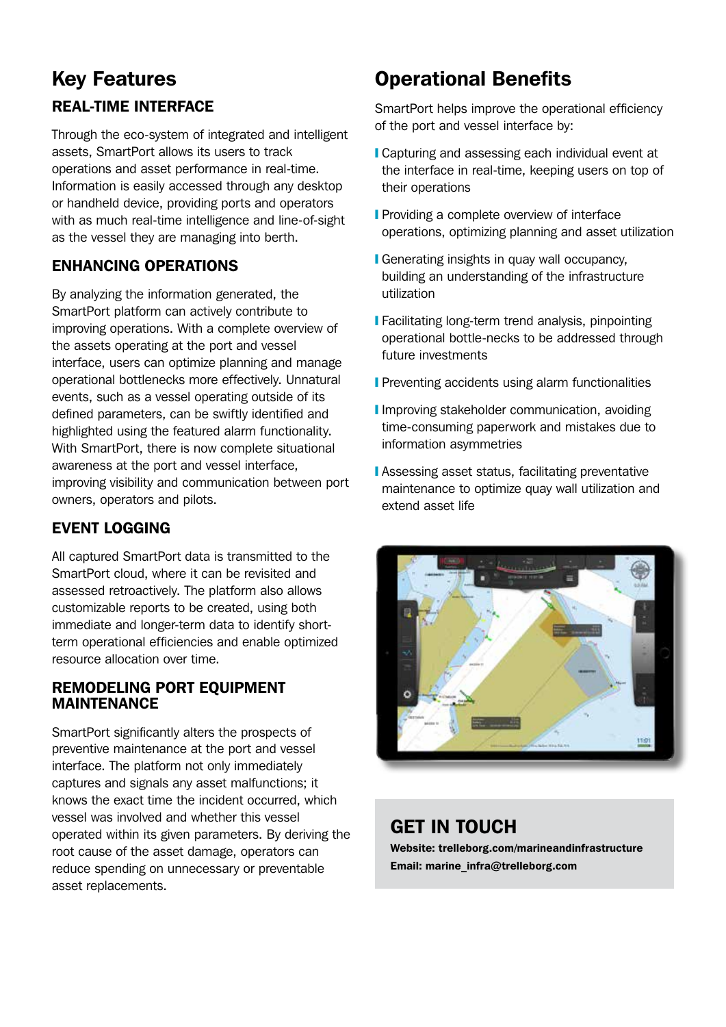## Key Features

### REAL-TIME INTERFACE

Through the eco-system of integrated and intelligent assets, SmartPort allows its users to track operations and asset performance in real-time. Information is easily accessed through any desktop or handheld device, providing ports and operators with as much real-time intelligence and line-of-sight as the vessel they are managing into berth.

### ENHANCING OPERATIONS

By analyzing the information generated, the SmartPort platform can actively contribute to improving operations. With a complete overview of the assets operating at the port and vessel interface, users can optimize planning and manage operational bottlenecks more effectively. Unnatural events, such as a vessel operating outside of its defined parameters, can be swiftly identified and highlighted using the featured alarm functionality. With SmartPort, there is now complete situational awareness at the port and vessel interface, improving visibility and communication between port owners, operators and pilots.

### EVENT LOGGING

All captured SmartPort data is transmitted to the SmartPort cloud, where it can be revisited and assessed retroactively. The platform also allows customizable reports to be created, using both immediate and longer-term data to identify short-term operational efficiencies and enable optimized resource allocation over time.

### REMODELING PORT EQUIPMENT MAINTENANCE

SmartPort significantly alters the prospects of preventive maintenance at the port and vessel interface. The platform not only immediately captures and signals any asset malfunctions; it knows the exact time the incident occurred, which vessel was involved and whether this vessel operated within its given parameters. By deriving the root cause of the asset damage, operators can reduce spending on unnecessary or preventable asset replacements.

## Operational Benefits

SmartPort helps improve the operational efficiency of the port and vessel interface by:

- Capturing and assessing each individual event at the interface in real-time, keeping users on top of their operations
- Providing a complete overview of interface operations, optimizing planning and asset utilization
- Generating insights in quay wall occupancy, building an understanding of the infrastructure utilization
- Facilitating long-term trend analysis, pinpointing operational bottle-necks to be addressed through future investments
- Preventing accidents using alarm functionalities
- Improving stakeholder communication, avoiding time-consuming paperwork and mistakes due to information asymmetries
- Assessing asset status, facilitating preventative maintenance to optimize quay wall utilization and extend asset life

## GET IN TOUCH

**Website: trelleborg.com/marineandinfrastructure**

**Email: marine_infra@trelleborg.com**